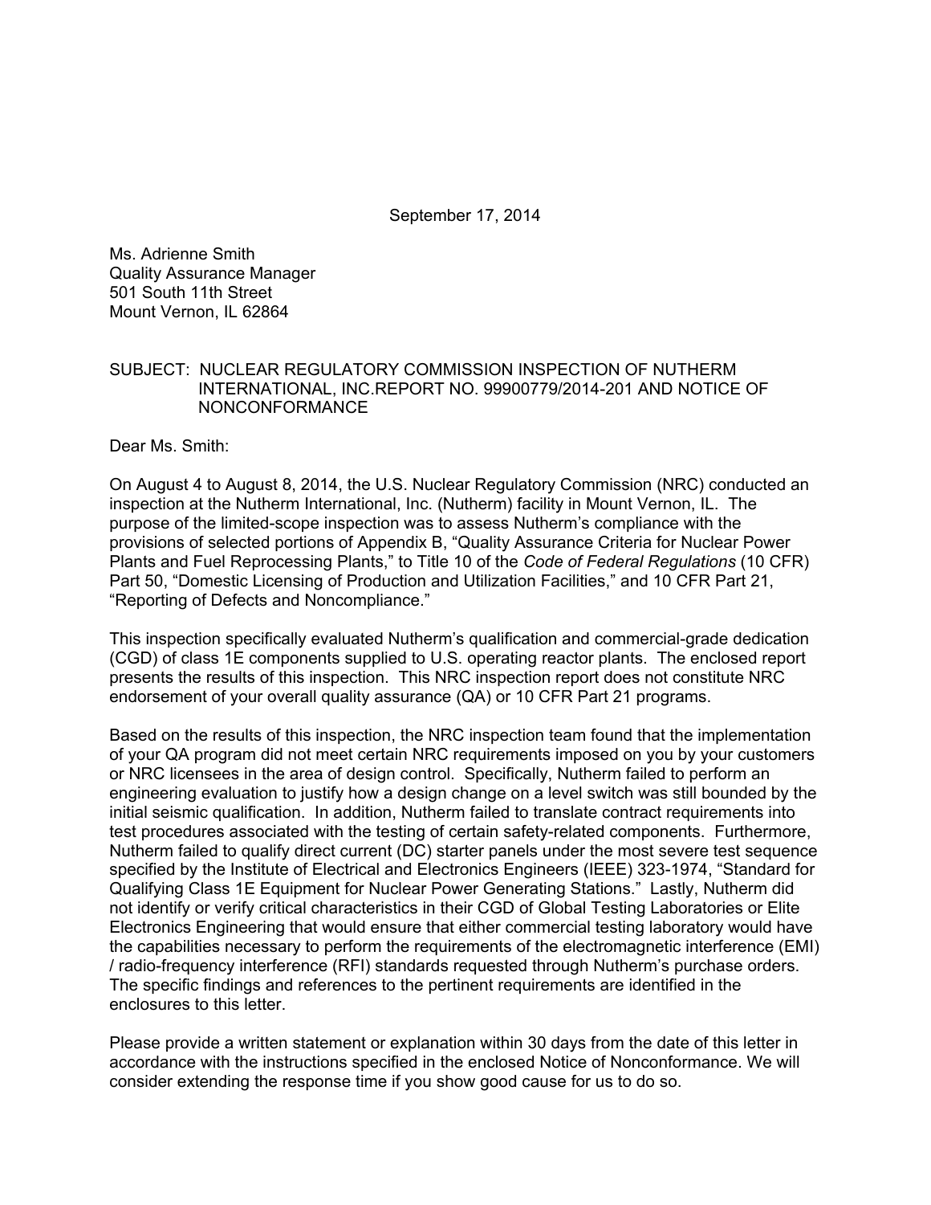September 17, 2014

Ms. Adrienne Smith
Quality Assurance Manager
501 South 11th Street
Mount Vernon, IL 62864

SUBJECT: NUCLEAR REGULATORY COMMISSION INSPECTION OF NUTHERM INTERNATIONAL, INC.REPORT NO. 99900779/2014-201 AND NOTICE OF NONCONFORMANCE

Dear Ms. Smith:

On August 4 to August 8, 2014, the U.S. Nuclear Regulatory Commission (NRC) conducted an inspection at the Nutherm International, Inc. (Nutherm) facility in Mount Vernon, IL. The purpose of the limited-scope inspection was to assess Nutherm's compliance with the provisions of selected portions of Appendix B, "Quality Assurance Criteria for Nuclear Power Plants and Fuel Reprocessing Plants," to Title 10 of the *Code of Federal Regulations* (10 CFR) Part 50, "Domestic Licensing of Production and Utilization Facilities," and 10 CFR Part 21, "Reporting of Defects and Noncompliance."

This inspection specifically evaluated Nutherm's qualification and commercial-grade dedication (CGD) of class 1E components supplied to U.S. operating reactor plants. The enclosed report presents the results of this inspection. This NRC inspection report does not constitute NRC endorsement of your overall quality assurance (QA) or 10 CFR Part 21 programs.

Based on the results of this inspection, the NRC inspection team found that the implementation of your QA program did not meet certain NRC requirements imposed on you by your customers or NRC licensees in the area of design control. Specifically, Nutherm failed to perform an engineering evaluation to justify how a design change on a level switch was still bounded by the initial seismic qualification. In addition, Nutherm failed to translate contract requirements into test procedures associated with the testing of certain safety-related components. Furthermore, Nutherm failed to qualify direct current (DC) starter panels under the most severe test sequence specified by the Institute of Electrical and Electronics Engineers (IEEE) 323-1974, "Standard for Qualifying Class 1E Equipment for Nuclear Power Generating Stations." Lastly, Nutherm did not identify or verify critical characteristics in their CGD of Global Testing Laboratories or Elite Electronics Engineering that would ensure that either commercial testing laboratory would have the capabilities necessary to perform the requirements of the electromagnetic interference (EMI) / radio-frequency interference (RFI) standards requested through Nutherm's purchase orders. The specific findings and references to the pertinent requirements are identified in the enclosures to this letter.

Please provide a written statement or explanation within 30 days from the date of this letter in accordance with the instructions specified in the enclosed Notice of Nonconformance. We will consider extending the response time if you show good cause for us to do so.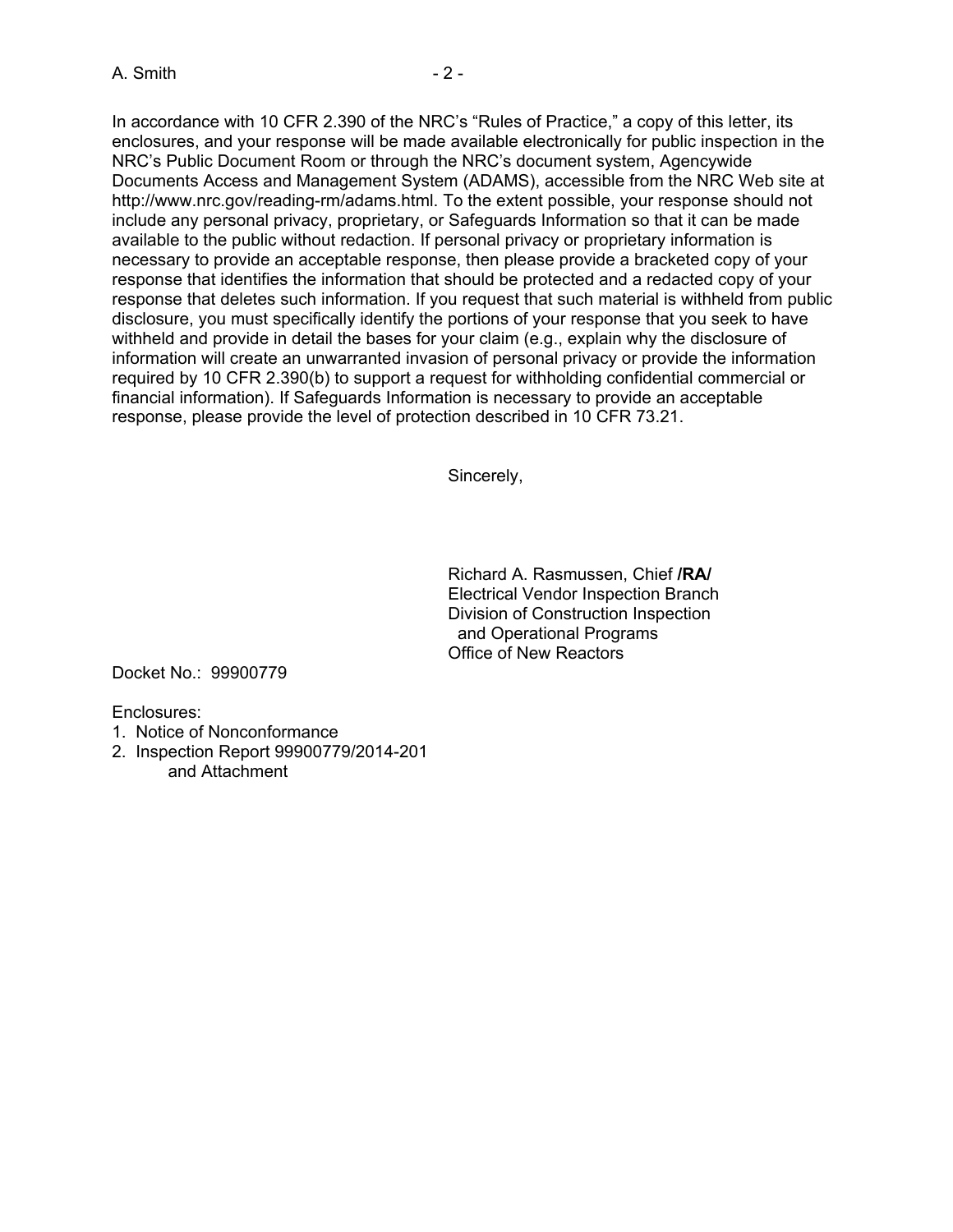In accordance with 10 CFR 2.390 of the NRC's "Rules of Practice," a copy of this letter, its enclosures, and your response will be made available electronically for public inspection in the NRC's Public Document Room or through the NRC's document system, Agencywide Documents Access and Management System (ADAMS), accessible from the NRC Web site at http://www.nrc.gov/reading-rm/adams.html. To the extent possible, your response should not include any personal privacy, proprietary, or Safeguards Information so that it can be made available to the public without redaction. If personal privacy or proprietary information is necessary to provide an acceptable response, then please provide a bracketed copy of your response that identifies the information that should be protected and a redacted copy of your response that deletes such information. If you request that such material is withheld from public disclosure, you must specifically identify the portions of your response that you seek to have withheld and provide in detail the bases for your claim (e.g., explain why the disclosure of information will create an unwarranted invasion of personal privacy or provide the information required by 10 CFR 2.390(b) to support a request for withholding confidential commercial or financial information). If Safeguards Information is necessary to provide an acceptable response, please provide the level of protection described in 10 CFR 73.21.

Sincerely,

Richard A. Rasmussen, Chief **/RA/**
Electrical Vendor Inspection Branch
Division of Construction Inspection
and Operational Programs
Office of New Reactors

Docket No.: 99900779

Enclosures:
1. Notice of Nonconformance
2. Inspection Report 99900779/2014-201
   and Attachment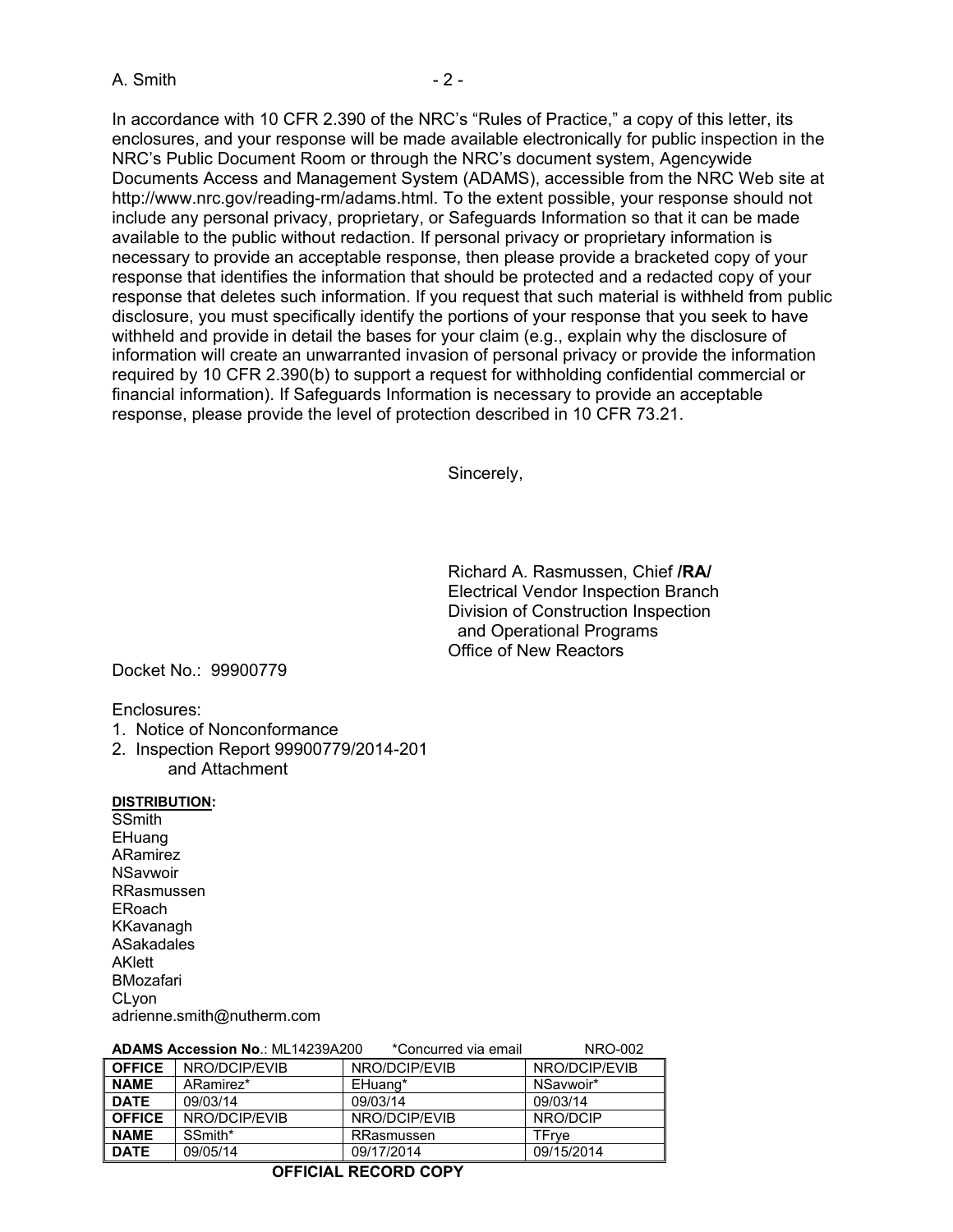In accordance with 10 CFR 2.390 of the NRC's "Rules of Practice," a copy of this letter, its enclosures, and your response will be made available electronically for public inspection in the NRC's Public Document Room or through the NRC's document system, Agencywide Documents Access and Management System (ADAMS), accessible from the NRC Web site at http://www.nrc.gov/reading-rm/adams.html. To the extent possible, your response should not include any personal privacy, proprietary, or Safeguards Information so that it can be made available to the public without redaction. If personal privacy or proprietary information is necessary to provide an acceptable response, then please provide a bracketed copy of your response that identifies the information that should be protected and a redacted copy of your response that deletes such information. If you request that such material is withheld from public disclosure, you must specifically identify the portions of your response that you seek to have withheld and provide in detail the bases for your claim (e.g., explain why the disclosure of information will create an unwarranted invasion of personal privacy or provide the information required by 10 CFR 2.390(b) to support a request for withholding confidential commercial or financial information). If Safeguards Information is necessary to provide an acceptable response, please provide the level of protection described in 10 CFR 73.21.

Sincerely,

Richard A. Rasmussen, Chief **/RA/**
Electrical Vendor Inspection Branch
Division of Construction Inspection
and Operational Programs
Office of New Reactors

Docket No.: 99900779

Enclosures:
1. Notice of Nonconformance
2. Inspection Report 99900779/2014-201
   and Attachment

**DISTRIBUTION:**
SSmith
EHuang
ARamirez
NSavwoir
RRasmussen
ERoach
KKavanagh
ASakadales
AKlett
BMozafari
CLyon
adrienne.smith@nutherm.com

**ADAMS Accession No**.: ML14239A200 *Concurred via email NRO-002

| **OFFICE** | NRO/DCIP/EVIB | NRO/DCIP/EVIB | NRO/DCIP/EVIB |
|---|---|---|---|
| **NAME** | ARamirez* | EHuang* | NSavwoir* |
| **DATE** | 09/03/14 | 09/03/14 | 09/03/14 |
| **OFFICE** | NRO/DCIP/EVIB | NRO/DCIP/EVIB | NRO/DCIP |
| **NAME** | SSmith* | RRasmussen | TFrye |
| **DATE** | 09/05/14 | 09/17/2014 | 09/15/2014 |

**OFFICIAL RECORD COPY**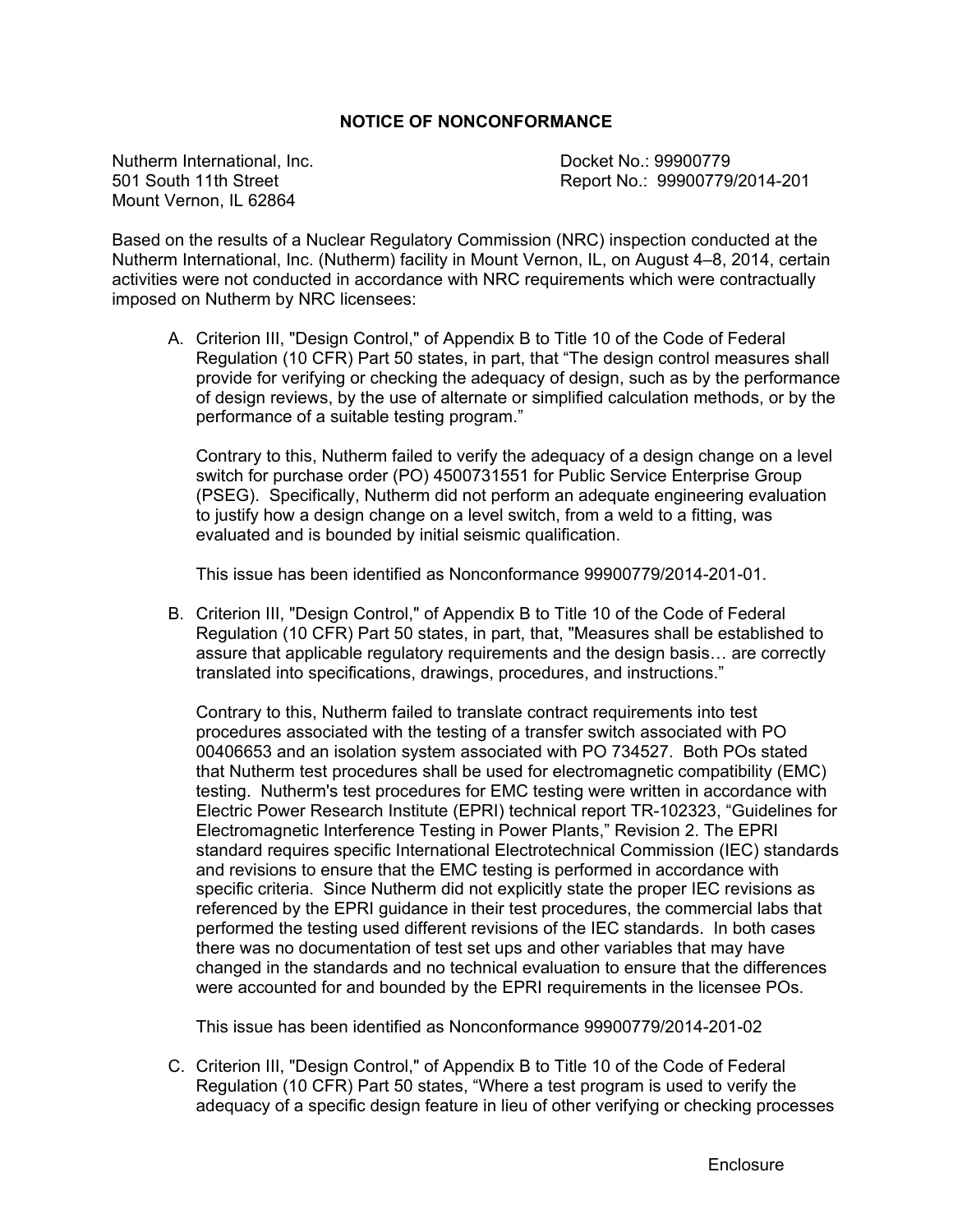## NOTICE OF NONCONFORMANCE

Nutherm International, Inc.
501 South 11th Street
Mount Vernon, IL 62864

Docket No.: 99900779
Report No.: 99900779/2014-201

Based on the results of a Nuclear Regulatory Commission (NRC) inspection conducted at the Nutherm International, Inc. (Nutherm) facility in Mount Vernon, IL, on August 4–8, 2014, certain activities were not conducted in accordance with NRC requirements which were contractually imposed on Nutherm by NRC licensees:

A. Criterion III, "Design Control," of Appendix B to Title 10 of the Code of Federal Regulation (10 CFR) Part 50 states, in part, that "The design control measures shall provide for verifying or checking the adequacy of design, such as by the performance of design reviews, by the use of alternate or simplified calculation methods, or by the performance of a suitable testing program."

   Contrary to this, Nutherm failed to verify the adequacy of a design change on a level switch for purchase order (PO) 4500731551 for Public Service Enterprise Group (PSEG). Specifically, Nutherm did not perform an adequate engineering evaluation to justify how a design change on a level switch, from a weld to a fitting, was evaluated and is bounded by initial seismic qualification.

   This issue has been identified as Nonconformance 99900779/2014-201-01.

B. Criterion III, "Design Control," of Appendix B to Title 10 of the Code of Federal Regulation (10 CFR) Part 50 states, in part, that, "Measures shall be established to assure that applicable regulatory requirements and the design basis… are correctly translated into specifications, drawings, procedures, and instructions."

   Contrary to this, Nutherm failed to translate contract requirements into test procedures associated with the testing of a transfer switch associated with PO 00406653 and an isolation system associated with PO 734527. Both POs stated that Nutherm test procedures shall be used for electromagnetic compatibility (EMC) testing. Nutherm's test procedures for EMC testing were written in accordance with Electric Power Research Institute (EPRI) technical report TR-102323, "Guidelines for Electromagnetic Interference Testing in Power Plants," Revision 2. The EPRI standard requires specific International Electrotechnical Commission (IEC) standards and revisions to ensure that the EMC testing is performed in accordance with specific criteria. Since Nutherm did not explicitly state the proper IEC revisions as referenced by the EPRI guidance in their test procedures, the commercial labs that performed the testing used different revisions of the IEC standards. In both cases there was no documentation of test set ups and other variables that may have changed in the standards and no technical evaluation to ensure that the differences were accounted for and bounded by the EPRI requirements in the licensee POs.

   This issue has been identified as Nonconformance 99900779/2014-201-02

C. Criterion III, "Design Control," of Appendix B to Title 10 of the Code of Federal Regulation (10 CFR) Part 50 states, "Where a test program is used to verify the adequacy of a specific design feature in lieu of other verifying or checking processes

Enclosure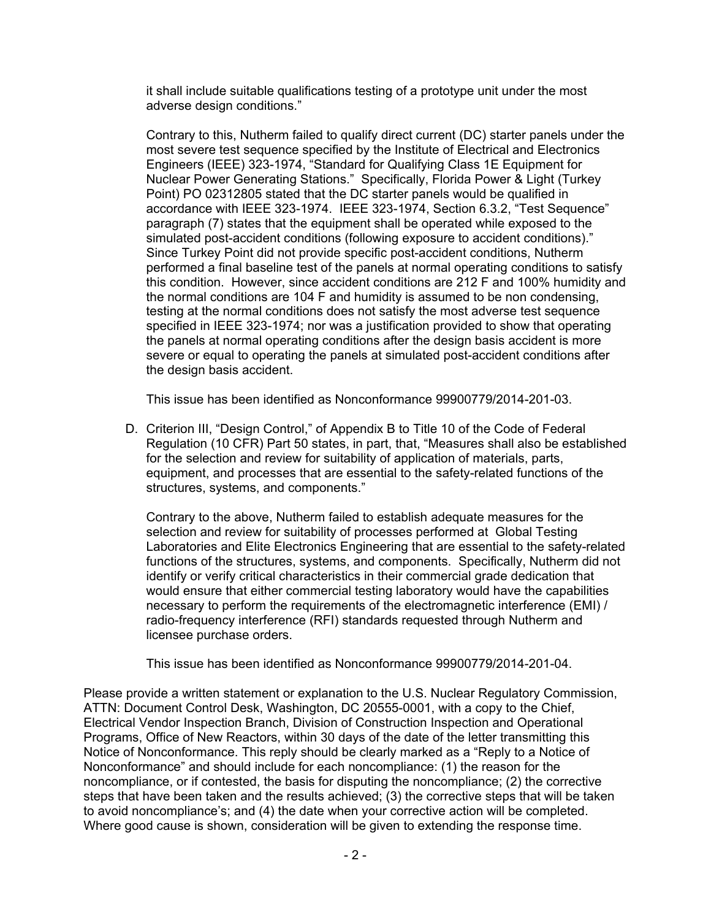it shall include suitable qualifications testing of a prototype unit under the most adverse design conditions."

Contrary to this, Nutherm failed to qualify direct current (DC) starter panels under the most severe test sequence specified by the Institute of Electrical and Electronics Engineers (IEEE) 323-1974, "Standard for Qualifying Class 1E Equipment for Nuclear Power Generating Stations." Specifically, Florida Power & Light (Turkey Point) PO 02312805 stated that the DC starter panels would be qualified in accordance with IEEE 323-1974. IEEE 323-1974, Section 6.3.2, "Test Sequence" paragraph (7) states that the equipment shall be operated while exposed to the simulated post-accident conditions (following exposure to accident conditions)." Since Turkey Point did not provide specific post-accident conditions, Nutherm performed a final baseline test of the panels at normal operating conditions to satisfy this condition. However, since accident conditions are 212 F and 100% humidity and the normal conditions are 104 F and humidity is assumed to be non condensing, testing at the normal conditions does not satisfy the most adverse test sequence specified in IEEE 323-1974; nor was a justification provided to show that operating the panels at normal operating conditions after the design basis accident is more severe or equal to operating the panels at simulated post-accident conditions after the design basis accident.

This issue has been identified as Nonconformance 99900779/2014-201-03.

D. Criterion III, "Design Control," of Appendix B to Title 10 of the Code of Federal Regulation (10 CFR) Part 50 states, in part, that, "Measures shall also be established for the selection and review for suitability of application of materials, parts, equipment, and processes that are essential to the safety-related functions of the structures, systems, and components."

Contrary to the above, Nutherm failed to establish adequate measures for the selection and review for suitability of processes performed at Global Testing Laboratories and Elite Electronics Engineering that are essential to the safety-related functions of the structures, systems, and components. Specifically, Nutherm did not identify or verify critical characteristics in their commercial grade dedication that would ensure that either commercial testing laboratory would have the capabilities necessary to perform the requirements of the electromagnetic interference (EMI) / radio-frequency interference (RFI) standards requested through Nutherm and licensee purchase orders.

This issue has been identified as Nonconformance 99900779/2014-201-04.

Please provide a written statement or explanation to the U.S. Nuclear Regulatory Commission, ATTN: Document Control Desk, Washington, DC 20555-0001, with a copy to the Chief, Electrical Vendor Inspection Branch, Division of Construction Inspection and Operational Programs, Office of New Reactors, within 30 days of the date of the letter transmitting this Notice of Nonconformance. This reply should be clearly marked as a "Reply to a Notice of Nonconformance" and should include for each noncompliance: (1) the reason for the noncompliance, or if contested, the basis for disputing the noncompliance; (2) the corrective steps that have been taken and the results achieved; (3) the corrective steps that will be taken to avoid noncompliance's; and (4) the date when your corrective action will be completed. Where good cause is shown, consideration will be given to extending the response time.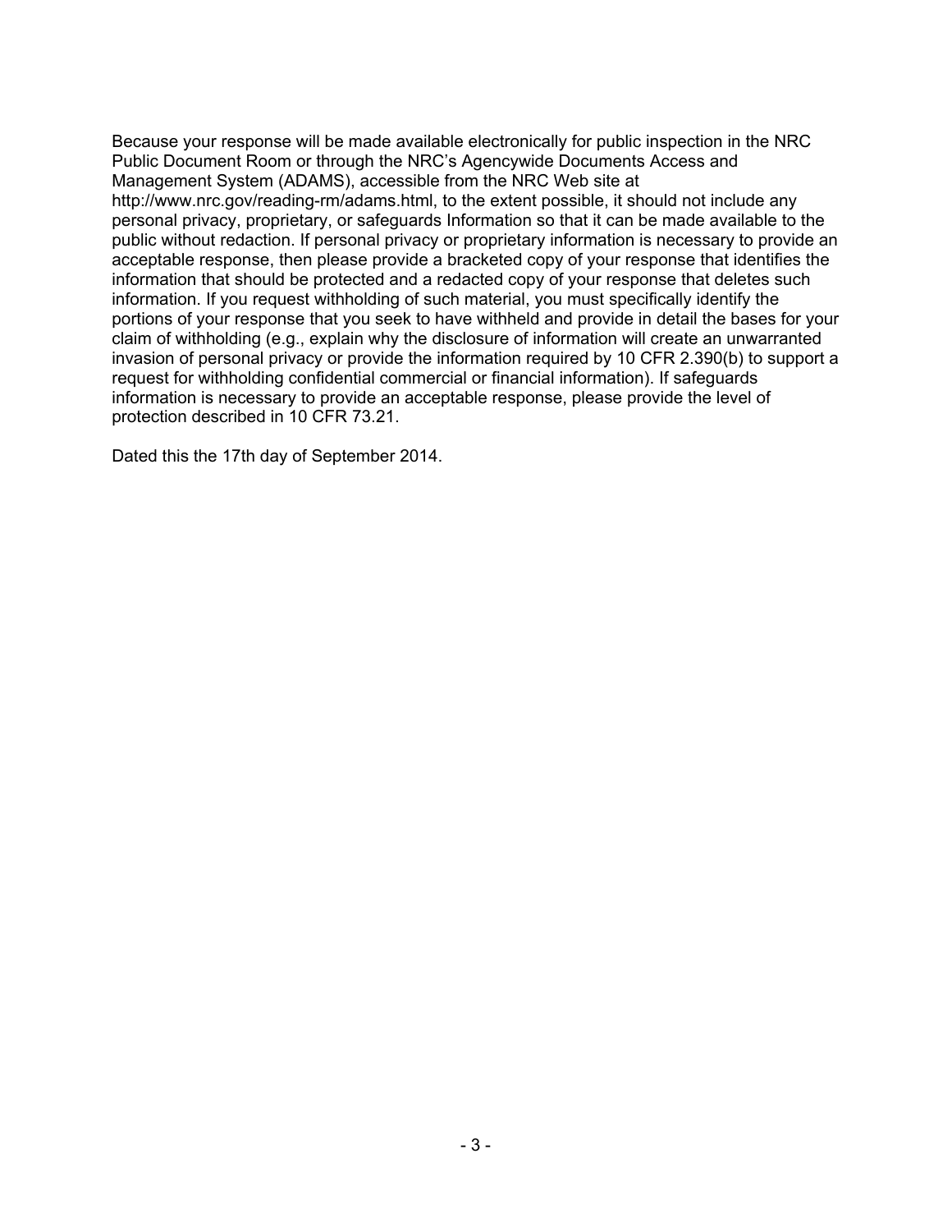Because your response will be made available electronically for public inspection in the NRC Public Document Room or through the NRC's Agencywide Documents Access and Management System (ADAMS), accessible from the NRC Web site at http://www.nrc.gov/reading-rm/adams.html, to the extent possible, it should not include any personal privacy, proprietary, or safeguards Information so that it can be made available to the public without redaction. If personal privacy or proprietary information is necessary to provide an acceptable response, then please provide a bracketed copy of your response that identifies the information that should be protected and a redacted copy of your response that deletes such information. If you request withholding of such material, you must specifically identify the portions of your response that you seek to have withheld and provide in detail the bases for your claim of withholding (e.g., explain why the disclosure of information will create an unwarranted invasion of personal privacy or provide the information required by 10 CFR 2.390(b) to support a request for withholding confidential commercial or financial information). If safeguards information is necessary to provide an acceptable response, please provide the level of protection described in 10 CFR 73.21.

Dated this the 17th day of September 2014.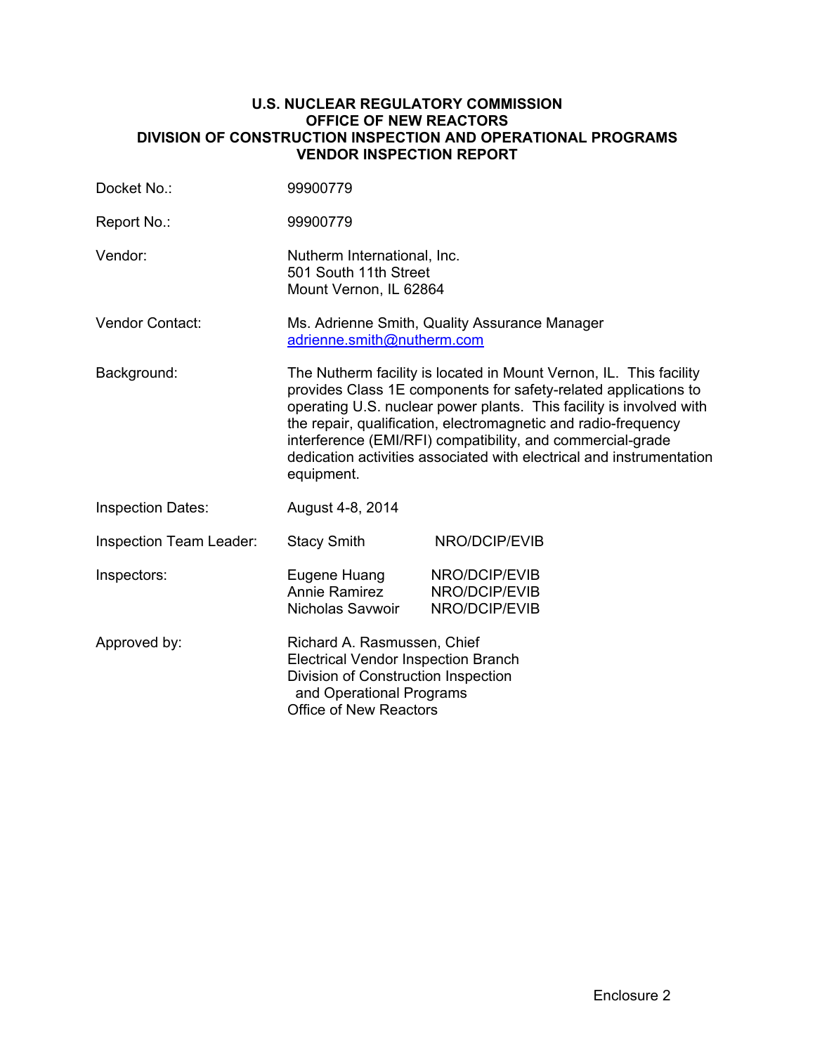**U.S. NUCLEAR REGULATORY COMMISSION**
**OFFICE OF NEW REACTORS**
**DIVISION OF CONSTRUCTION INSPECTION AND OPERATIONAL PROGRAMS**
**VENDOR INSPECTION REPORT**

| | |
|---|---|
| Docket No.: | 99900779 |
| Report No.: | 99900779 |
| Vendor: | Nutherm International, Inc.<br>501 South 11th Street<br>Mount Vernon, IL 62864 |
| Vendor Contact: | Ms. Adrienne Smith, Quality Assurance Manager<br>adrienne.smith@nutherm.com |
| Background: | The Nutherm facility is located in Mount Vernon, IL. This facility provides Class 1E components for safety-related applications to operating U.S. nuclear power plants. This facility is involved with the repair, qualification, electromagnetic and radio-frequency interference (EMI/RFI) compatibility, and commercial-grade dedication activities associated with electrical and instrumentation equipment. |
| Inspection Dates: | August 4-8, 2014 |
| Inspection Team Leader: | Stacy Smith NRO/DCIP/EVIB |
| Inspectors: | Eugene Huang NRO/DCIP/EVIB<br>Annie Ramirez NRO/DCIP/EVIB<br>Nicholas Savwoir NRO/DCIP/EVIB |
| Approved by: | Richard A. Rasmussen, Chief<br>Electrical Vendor Inspection Branch<br>Division of Construction Inspection and Operational Programs<br>Office of New Reactors |

Enclosure 2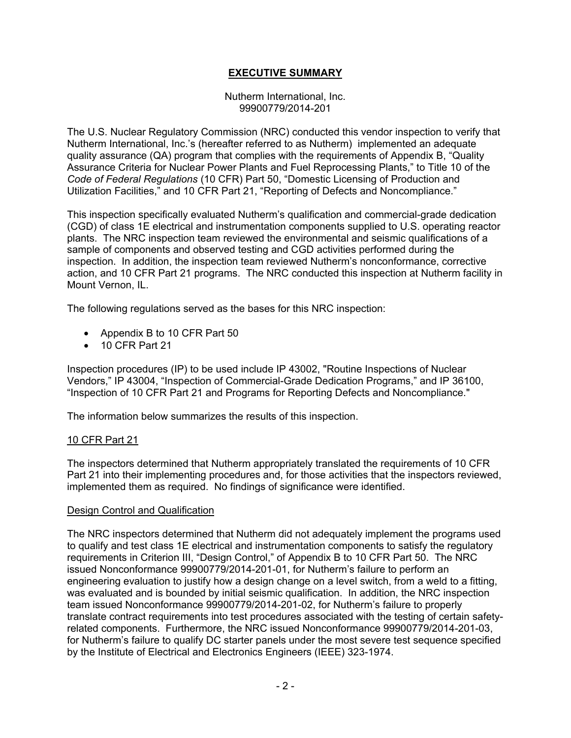## EXECUTIVE SUMMARY

Nutherm International, Inc.
99900779/2014-201

The U.S. Nuclear Regulatory Commission (NRC) conducted this vendor inspection to verify that Nutherm International, Inc.'s (hereafter referred to as Nutherm) implemented an adequate quality assurance (QA) program that complies with the requirements of Appendix B, "Quality Assurance Criteria for Nuclear Power Plants and Fuel Reprocessing Plants," to Title 10 of the *Code of Federal Regulations* (10 CFR) Part 50, "Domestic Licensing of Production and Utilization Facilities," and 10 CFR Part 21, "Reporting of Defects and Noncompliance."

This inspection specifically evaluated Nutherm's qualification and commercial-grade dedication (CGD) of class 1E electrical and instrumentation components supplied to U.S. operating reactor plants. The NRC inspection team reviewed the environmental and seismic qualifications of a sample of components and observed testing and CGD activities performed during the inspection. In addition, the inspection team reviewed Nutherm's nonconformance, corrective action, and 10 CFR Part 21 programs. The NRC conducted this inspection at Nutherm facility in Mount Vernon, IL.

The following regulations served as the bases for this NRC inspection:

- Appendix B to 10 CFR Part 50
- 10 CFR Part 21

Inspection procedures (IP) to be used include IP 43002, "Routine Inspections of Nuclear Vendors," IP 43004, "Inspection of Commercial-Grade Dedication Programs," and IP 36100, "Inspection of 10 CFR Part 21 and Programs for Reporting Defects and Noncompliance."

The information below summarizes the results of this inspection.

### 10 CFR Part 21

The inspectors determined that Nutherm appropriately translated the requirements of 10 CFR Part 21 into their implementing procedures and, for those activities that the inspectors reviewed, implemented them as required. No findings of significance were identified.

### Design Control and Qualification

The NRC inspectors determined that Nutherm did not adequately implement the programs used to qualify and test class 1E electrical and instrumentation components to satisfy the regulatory requirements in Criterion III, "Design Control," of Appendix B to 10 CFR Part 50. The NRC issued Nonconformance 99900779/2014-201-01, for Nutherm's failure to perform an engineering evaluation to justify how a design change on a level switch, from a weld to a fitting, was evaluated and is bounded by initial seismic qualification. In addition, the NRC inspection team issued Nonconformance 99900779/2014-201-02, for Nutherm's failure to properly translate contract requirements into test procedures associated with the testing of certain safety-related components. Furthermore, the NRC issued Nonconformance 99900779/2014-201-03, for Nutherm's failure to qualify DC starter panels under the most severe test sequence specified by the Institute of Electrical and Electronics Engineers (IEEE) 323-1974.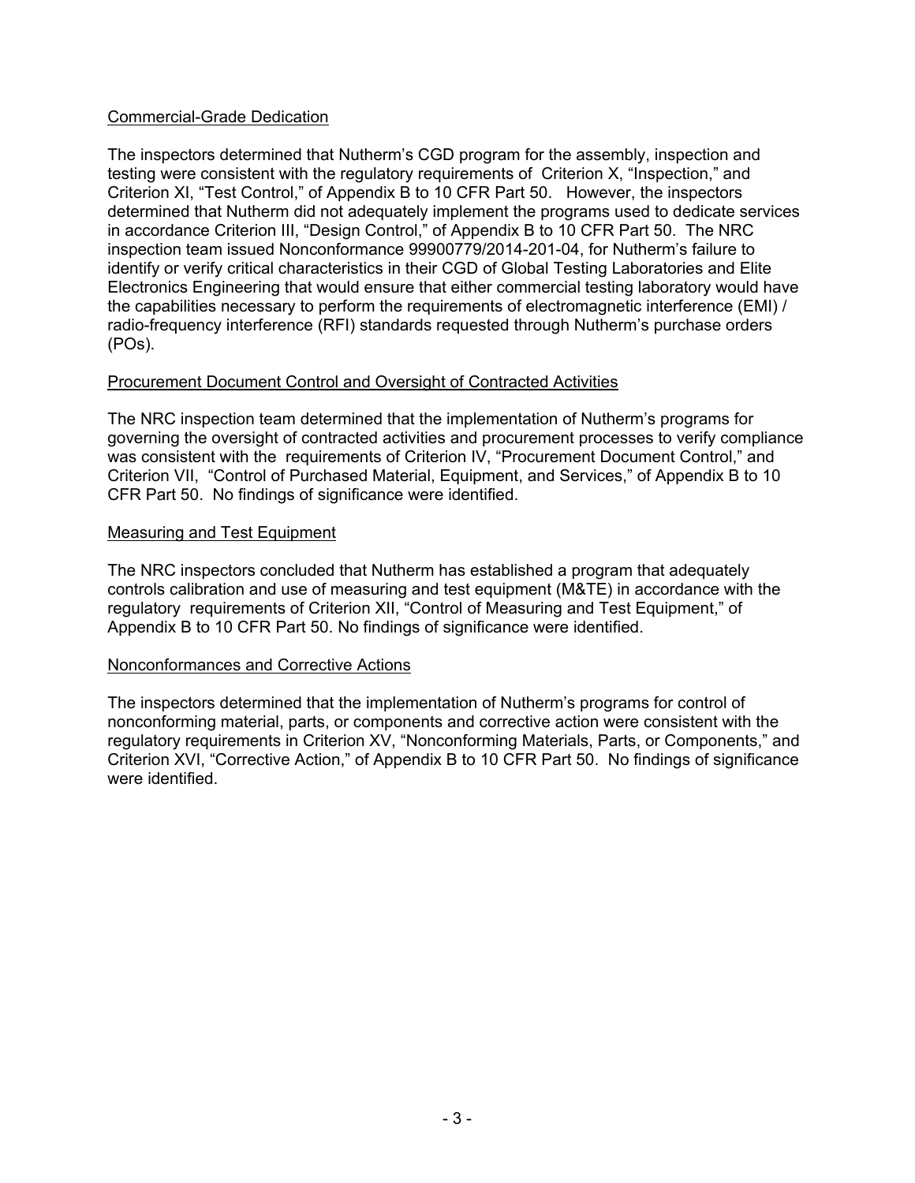<u>Commercial-Grade Dedication</u>

The inspectors determined that Nutherm's CGD program for the assembly, inspection and testing were consistent with the regulatory requirements of Criterion X, "Inspection," and Criterion XI, "Test Control," of Appendix B to 10 CFR Part 50. However, the inspectors determined that Nutherm did not adequately implement the programs used to dedicate services in accordance Criterion III, "Design Control," of Appendix B to 10 CFR Part 50. The NRC inspection team issued Nonconformance 99900779/2014-201-04, for Nutherm's failure to identify or verify critical characteristics in their CGD of Global Testing Laboratories and Elite Electronics Engineering that would ensure that either commercial testing laboratory would have the capabilities necessary to perform the requirements of electromagnetic interference (EMI) / radio-frequency interference (RFI) standards requested through Nutherm's purchase orders (POs).

<u>Procurement Document Control and Oversight of Contracted Activities</u>

The NRC inspection team determined that the implementation of Nutherm's programs for governing the oversight of contracted activities and procurement processes to verify compliance was consistent with the requirements of Criterion IV, "Procurement Document Control," and Criterion VII, "Control of Purchased Material, Equipment, and Services," of Appendix B to 10 CFR Part 50. No findings of significance were identified.

<u>Measuring and Test Equipment</u>

The NRC inspectors concluded that Nutherm has established a program that adequately controls calibration and use of measuring and test equipment (M&TE) in accordance with the regulatory requirements of Criterion XII, "Control of Measuring and Test Equipment," of Appendix B to 10 CFR Part 50. No findings of significance were identified.

<u>Nonconformances and Corrective Actions</u>

The inspectors determined that the implementation of Nutherm's programs for control of nonconforming material, parts, or components and corrective action were consistent with the regulatory requirements in Criterion XV, "Nonconforming Materials, Parts, or Components," and Criterion XVI, "Corrective Action," of Appendix B to 10 CFR Part 50. No findings of significance were identified.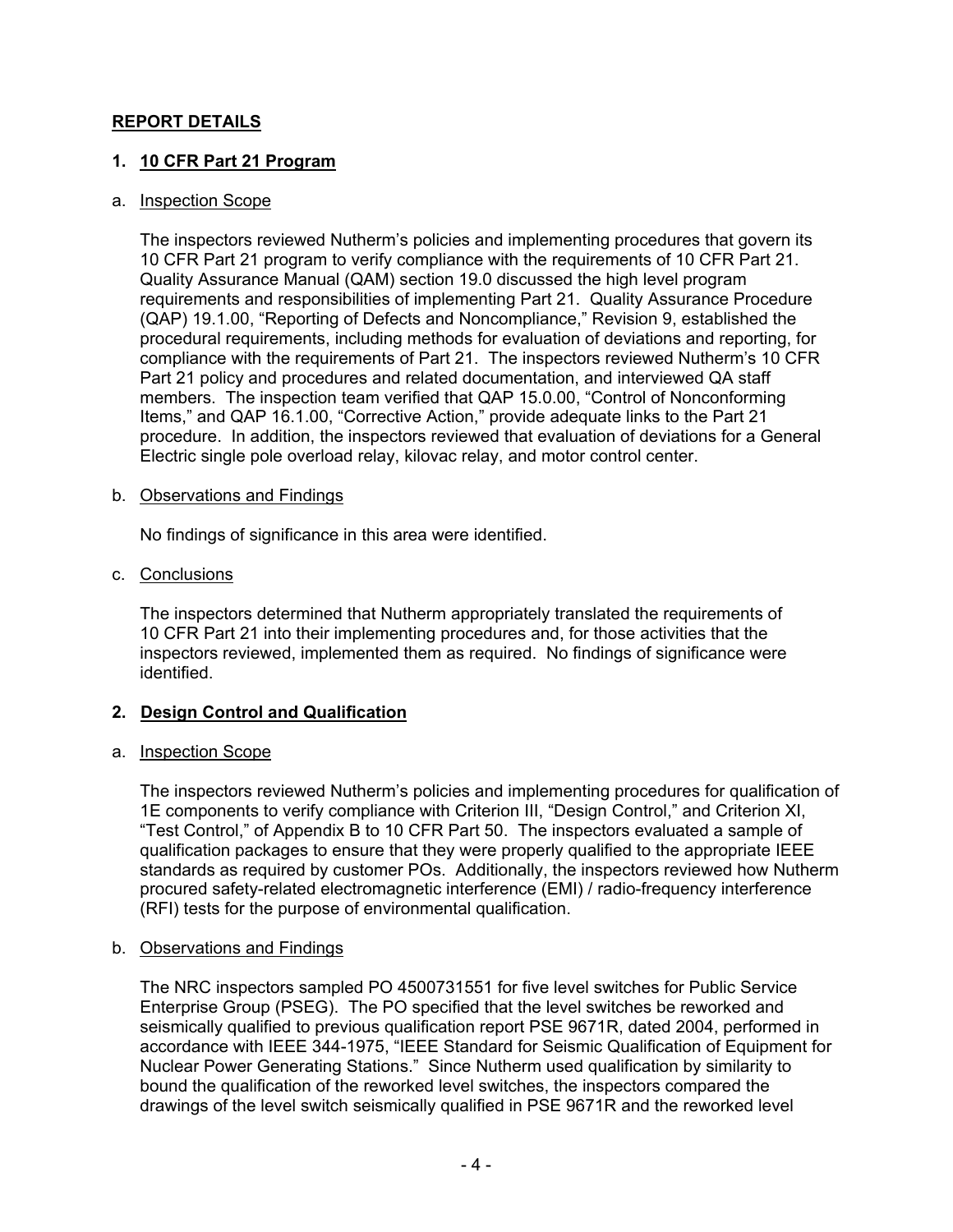## REPORT DETAILS

### 1. 10 CFR Part 21 Program

a. Inspection Scope

The inspectors reviewed Nutherm's policies and implementing procedures that govern its 10 CFR Part 21 program to verify compliance with the requirements of 10 CFR Part 21. Quality Assurance Manual (QAM) section 19.0 discussed the high level program requirements and responsibilities of implementing Part 21. Quality Assurance Procedure (QAP) 19.1.00, "Reporting of Defects and Noncompliance," Revision 9, established the procedural requirements, including methods for evaluation of deviations and reporting, for compliance with the requirements of Part 21. The inspectors reviewed Nutherm's 10 CFR Part 21 policy and procedures and related documentation, and interviewed QA staff members. The inspection team verified that QAP 15.0.00, "Control of Nonconforming Items," and QAP 16.1.00, "Corrective Action," provide adequate links to the Part 21 procedure. In addition, the inspectors reviewed that evaluation of deviations for a General Electric single pole overload relay, kilovac relay, and motor control center.

b. Observations and Findings

No findings of significance in this area were identified.

c. Conclusions

The inspectors determined that Nutherm appropriately translated the requirements of 10 CFR Part 21 into their implementing procedures and, for those activities that the inspectors reviewed, implemented them as required. No findings of significance were identified.

### 2. Design Control and Qualification

a. Inspection Scope

The inspectors reviewed Nutherm's policies and implementing procedures for qualification of 1E components to verify compliance with Criterion III, "Design Control," and Criterion XI, "Test Control," of Appendix B to 10 CFR Part 50. The inspectors evaluated a sample of qualification packages to ensure that they were properly qualified to the appropriate IEEE standards as required by customer POs. Additionally, the inspectors reviewed how Nutherm procured safety-related electromagnetic interference (EMI) / radio-frequency interference (RFI) tests for the purpose of environmental qualification.

b. Observations and Findings

The NRC inspectors sampled PO 4500731551 for five level switches for Public Service Enterprise Group (PSEG). The PO specified that the level switches be reworked and seismically qualified to previous qualification report PSE 9671R, dated 2004, performed in accordance with IEEE 344-1975, "IEEE Standard for Seismic Qualification of Equipment for Nuclear Power Generating Stations." Since Nutherm used qualification by similarity to bound the qualification of the reworked level switches, the inspectors compared the drawings of the level switch seismically qualified in PSE 9671R and the reworked level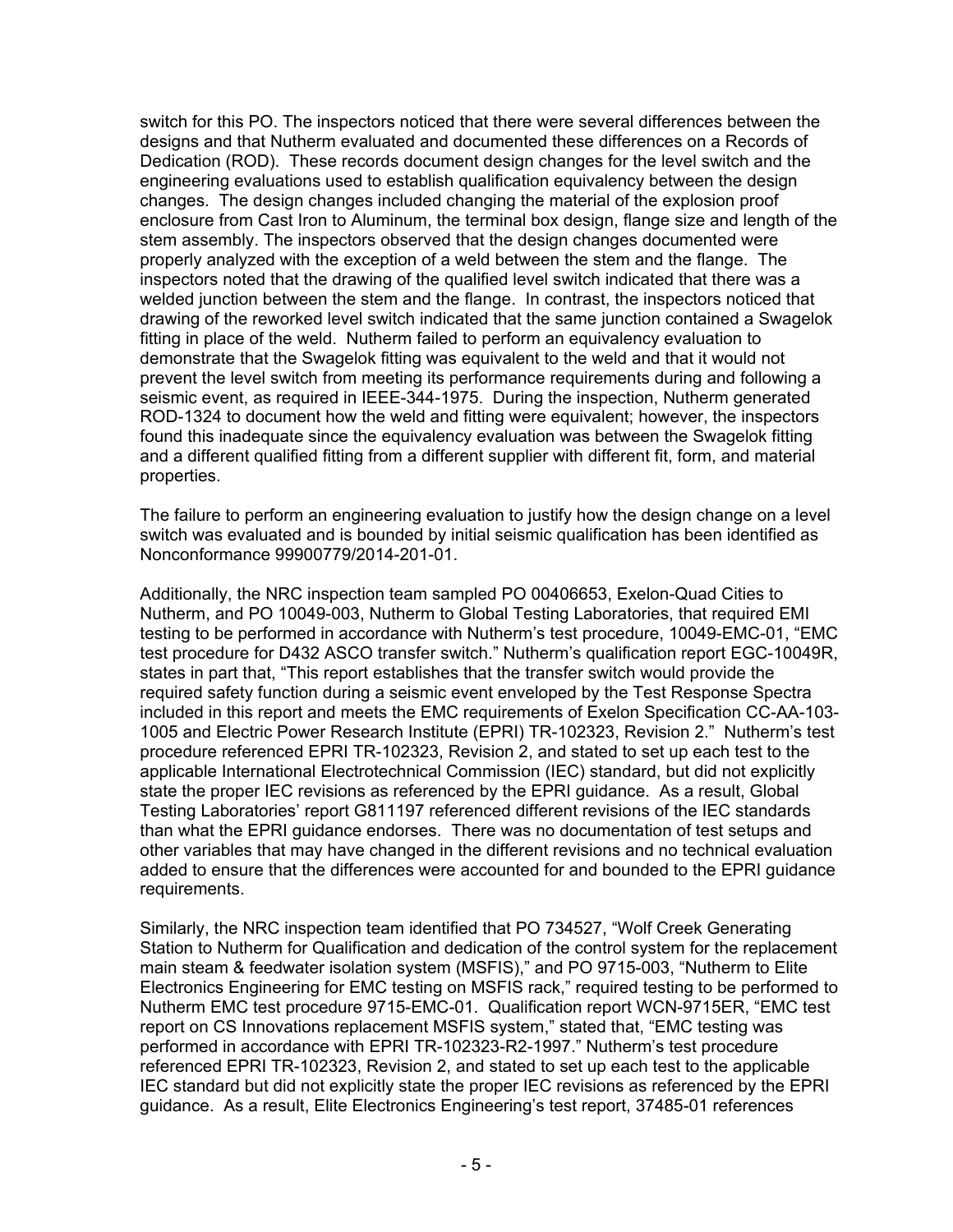switch for this PO. The inspectors noticed that there were several differences between the designs and that Nutherm evaluated and documented these differences on a Records of Dedication (ROD). These records document design changes for the level switch and the engineering evaluations used to establish qualification equivalency between the design changes. The design changes included changing the material of the explosion proof enclosure from Cast Iron to Aluminum, the terminal box design, flange size and length of the stem assembly. The inspectors observed that the design changes documented were properly analyzed with the exception of a weld between the stem and the flange. The inspectors noted that the drawing of the qualified level switch indicated that there was a welded junction between the stem and the flange. In contrast, the inspectors noticed that drawing of the reworked level switch indicated that the same junction contained a Swagelok fitting in place of the weld. Nutherm failed to perform an equivalency evaluation to demonstrate that the Swagelok fitting was equivalent to the weld and that it would not prevent the level switch from meeting its performance requirements during and following a seismic event, as required in IEEE-344-1975. During the inspection, Nutherm generated ROD-1324 to document how the weld and fitting were equivalent; however, the inspectors found this inadequate since the equivalency evaluation was between the Swagelok fitting and a different qualified fitting from a different supplier with different fit, form, and material properties.

The failure to perform an engineering evaluation to justify how the design change on a level switch was evaluated and is bounded by initial seismic qualification has been identified as Nonconformance 99900779/2014-201-01.

Additionally, the NRC inspection team sampled PO 00406653, Exelon-Quad Cities to Nutherm, and PO 10049-003, Nutherm to Global Testing Laboratories, that required EMI testing to be performed in accordance with Nutherm's test procedure, 10049-EMC-01, "EMC test procedure for D432 ASCO transfer switch." Nutherm's qualification report EGC-10049R, states in part that, "This report establishes that the transfer switch would provide the required safety function during a seismic event enveloped by the Test Response Spectra included in this report and meets the EMC requirements of Exelon Specification CC-AA-103-1005 and Electric Power Research Institute (EPRI) TR-102323, Revision 2." Nutherm's test procedure referenced EPRI TR-102323, Revision 2, and stated to set up each test to the applicable International Electrotechnical Commission (IEC) standard, but did not explicitly state the proper IEC revisions as referenced by the EPRI guidance. As a result, Global Testing Laboratories' report G811197 referenced different revisions of the IEC standards than what the EPRI guidance endorses. There was no documentation of test setups and other variables that may have changed in the different revisions and no technical evaluation added to ensure that the differences were accounted for and bounded to the EPRI guidance requirements.

Similarly, the NRC inspection team identified that PO 734527, "Wolf Creek Generating Station to Nutherm for Qualification and dedication of the control system for the replacement main steam & feedwater isolation system (MSFIS)," and PO 9715-003, "Nutherm to Elite Electronics Engineering for EMC testing on MSFIS rack," required testing to be performed to Nutherm EMC test procedure 9715-EMC-01. Qualification report WCN-9715ER, "EMC test report on CS Innovations replacement MSFIS system," stated that, "EMC testing was performed in accordance with EPRI TR-102323-R2-1997." Nutherm's test procedure referenced EPRI TR-102323, Revision 2, and stated to set up each test to the applicable IEC standard but did not explicitly state the proper IEC revisions as referenced by the EPRI guidance. As a result, Elite Electronics Engineering's test report, 37485-01 references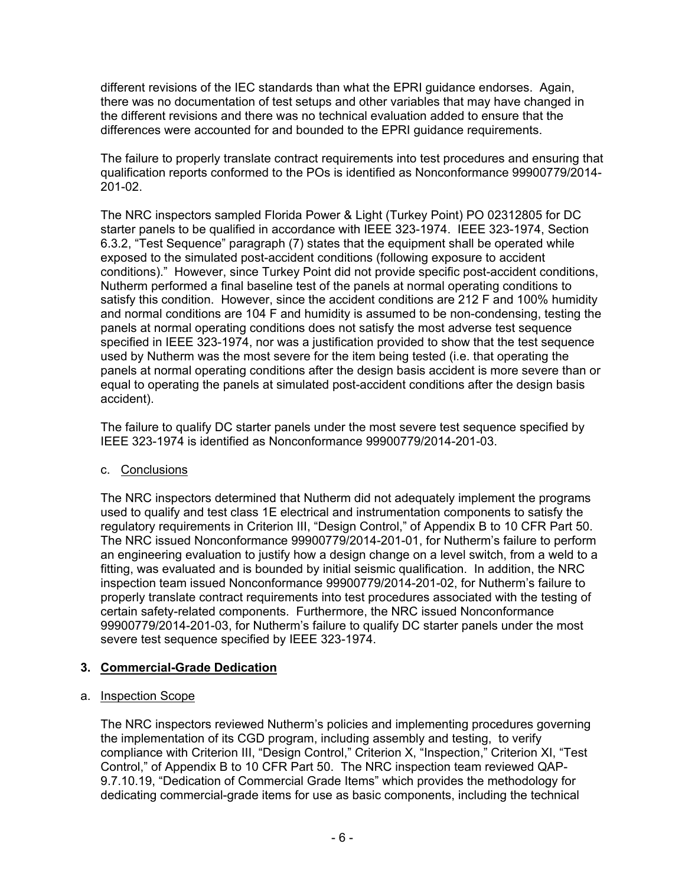different revisions of the IEC standards than what the EPRI guidance endorses. Again, there was no documentation of test setups and other variables that may have changed in the different revisions and there was no technical evaluation added to ensure that the differences were accounted for and bounded to the EPRI guidance requirements.

The failure to properly translate contract requirements into test procedures and ensuring that qualification reports conformed to the POs is identified as Nonconformance 99900779/2014-201-02.

The NRC inspectors sampled Florida Power & Light (Turkey Point) PO 02312805 for DC starter panels to be qualified in accordance with IEEE 323-1974. IEEE 323-1974, Section 6.3.2, "Test Sequence" paragraph (7) states that the equipment shall be operated while exposed to the simulated post-accident conditions (following exposure to accident conditions)." However, since Turkey Point did not provide specific post-accident conditions, Nutherm performed a final baseline test of the panels at normal operating conditions to satisfy this condition. However, since the accident conditions are 212 F and 100% humidity and normal conditions are 104 F and humidity is assumed to be non-condensing, testing the panels at normal operating conditions does not satisfy the most adverse test sequence specified in IEEE 323-1974, nor was a justification provided to show that the test sequence used by Nutherm was the most severe for the item being tested (i.e. that operating the panels at normal operating conditions after the design basis accident is more severe than or equal to operating the panels at simulated post-accident conditions after the design basis accident).

The failure to qualify DC starter panels under the most severe test sequence specified by IEEE 323-1974 is identified as Nonconformance 99900779/2014-201-03.

c. Conclusions

The NRC inspectors determined that Nutherm did not adequately implement the programs used to qualify and test class 1E electrical and instrumentation components to satisfy the regulatory requirements in Criterion III, "Design Control," of Appendix B to 10 CFR Part 50. The NRC issued Nonconformance 99900779/2014-201-01, for Nutherm's failure to perform an engineering evaluation to justify how a design change on a level switch, from a weld to a fitting, was evaluated and is bounded by initial seismic qualification. In addition, the NRC inspection team issued Nonconformance 99900779/2014-201-02, for Nutherm's failure to properly translate contract requirements into test procedures associated with the testing of certain safety-related components. Furthermore, the NRC issued Nonconformance 99900779/2014-201-03, for Nutherm's failure to qualify DC starter panels under the most severe test sequence specified by IEEE 323-1974.

## 3. Commercial-Grade Dedication

a. Inspection Scope

The NRC inspectors reviewed Nutherm's policies and implementing procedures governing the implementation of its CGD program, including assembly and testing, to verify compliance with Criterion III, "Design Control," Criterion X, "Inspection," Criterion XI, "Test Control," of Appendix B to 10 CFR Part 50. The NRC inspection team reviewed QAP-9.7.10.19, "Dedication of Commercial Grade Items" which provides the methodology for dedicating commercial-grade items for use as basic components, including the technical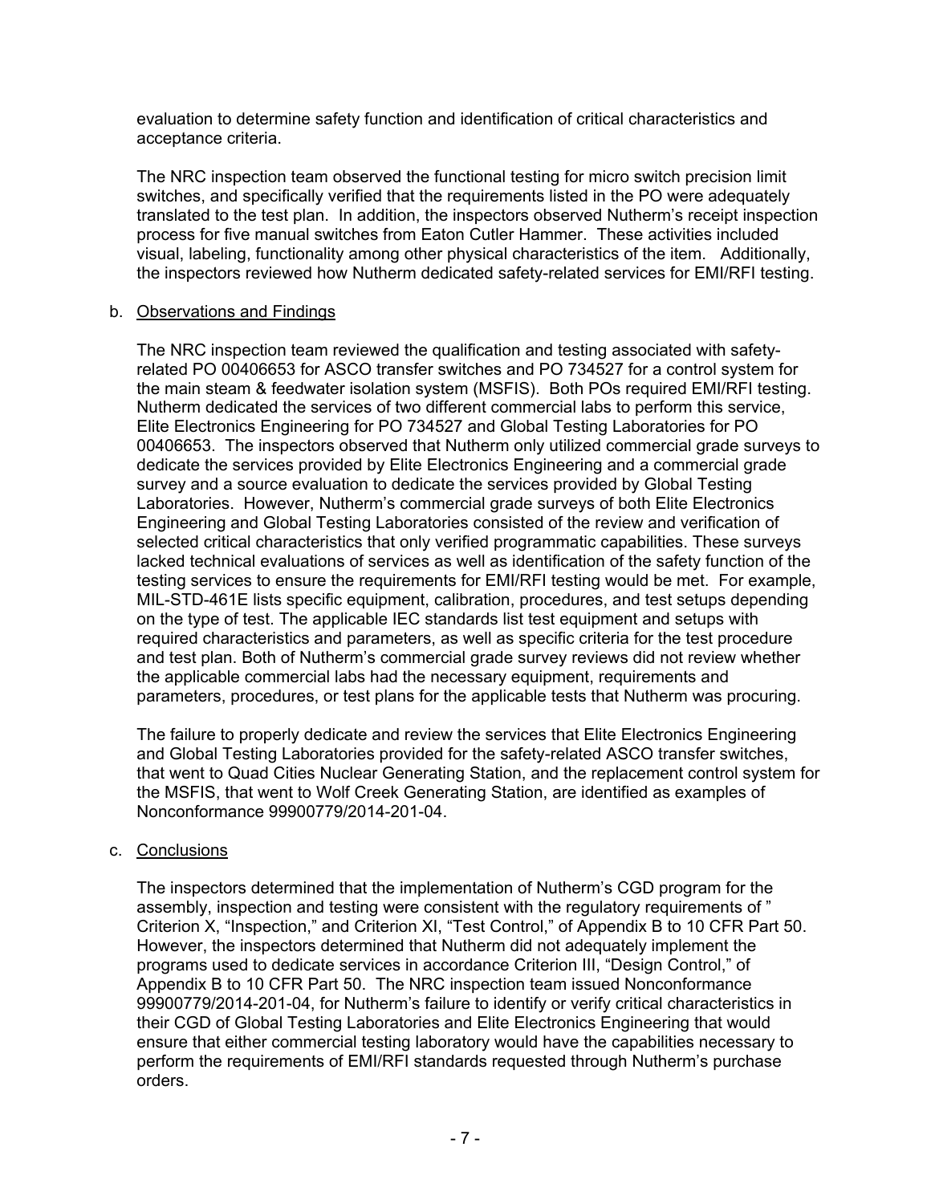evaluation to determine safety function and identification of critical characteristics and acceptance criteria.

The NRC inspection team observed the functional testing for micro switch precision limit switches, and specifically verified that the requirements listed in the PO were adequately translated to the test plan. In addition, the inspectors observed Nutherm's receipt inspection process for five manual switches from Eaton Cutler Hammer. These activities included visual, labeling, functionality among other physical characteristics of the item. Additionally, the inspectors reviewed how Nutherm dedicated safety-related services for EMI/RFI testing.

b. Observations and Findings

The NRC inspection team reviewed the qualification and testing associated with safety-related PO 00406653 for ASCO transfer switches and PO 734527 for a control system for the main steam & feedwater isolation system (MSFIS). Both POs required EMI/RFI testing. Nutherm dedicated the services of two different commercial labs to perform this service, Elite Electronics Engineering for PO 734527 and Global Testing Laboratories for PO 00406653. The inspectors observed that Nutherm only utilized commercial grade surveys to dedicate the services provided by Elite Electronics Engineering and a commercial grade survey and a source evaluation to dedicate the services provided by Global Testing Laboratories. However, Nutherm's commercial grade surveys of both Elite Electronics Engineering and Global Testing Laboratories consisted of the review and verification of selected critical characteristics that only verified programmatic capabilities. These surveys lacked technical evaluations of services as well as identification of the safety function of the testing services to ensure the requirements for EMI/RFI testing would be met. For example, MIL-STD-461E lists specific equipment, calibration, procedures, and test setups depending on the type of test. The applicable IEC standards list test equipment and setups with required characteristics and parameters, as well as specific criteria for the test procedure and test plan. Both of Nutherm's commercial grade survey reviews did not review whether the applicable commercial labs had the necessary equipment, requirements and parameters, procedures, or test plans for the applicable tests that Nutherm was procuring.

The failure to properly dedicate and review the services that Elite Electronics Engineering and Global Testing Laboratories provided for the safety-related ASCO transfer switches, that went to Quad Cities Nuclear Generating Station, and the replacement control system for the MSFIS, that went to Wolf Creek Generating Station, are identified as examples of Nonconformance 99900779/2014-201-04.

c. Conclusions

The inspectors determined that the implementation of Nutherm's CGD program for the assembly, inspection and testing were consistent with the regulatory requirements of " Criterion X, "Inspection," and Criterion XI, "Test Control," of Appendix B to 10 CFR Part 50. However, the inspectors determined that Nutherm did not adequately implement the programs used to dedicate services in accordance Criterion III, "Design Control," of Appendix B to 10 CFR Part 50. The NRC inspection team issued Nonconformance 99900779/2014-201-04, for Nutherm's failure to identify or verify critical characteristics in their CGD of Global Testing Laboratories and Elite Electronics Engineering that would ensure that either commercial testing laboratory would have the capabilities necessary to perform the requirements of EMI/RFI standards requested through Nutherm's purchase orders.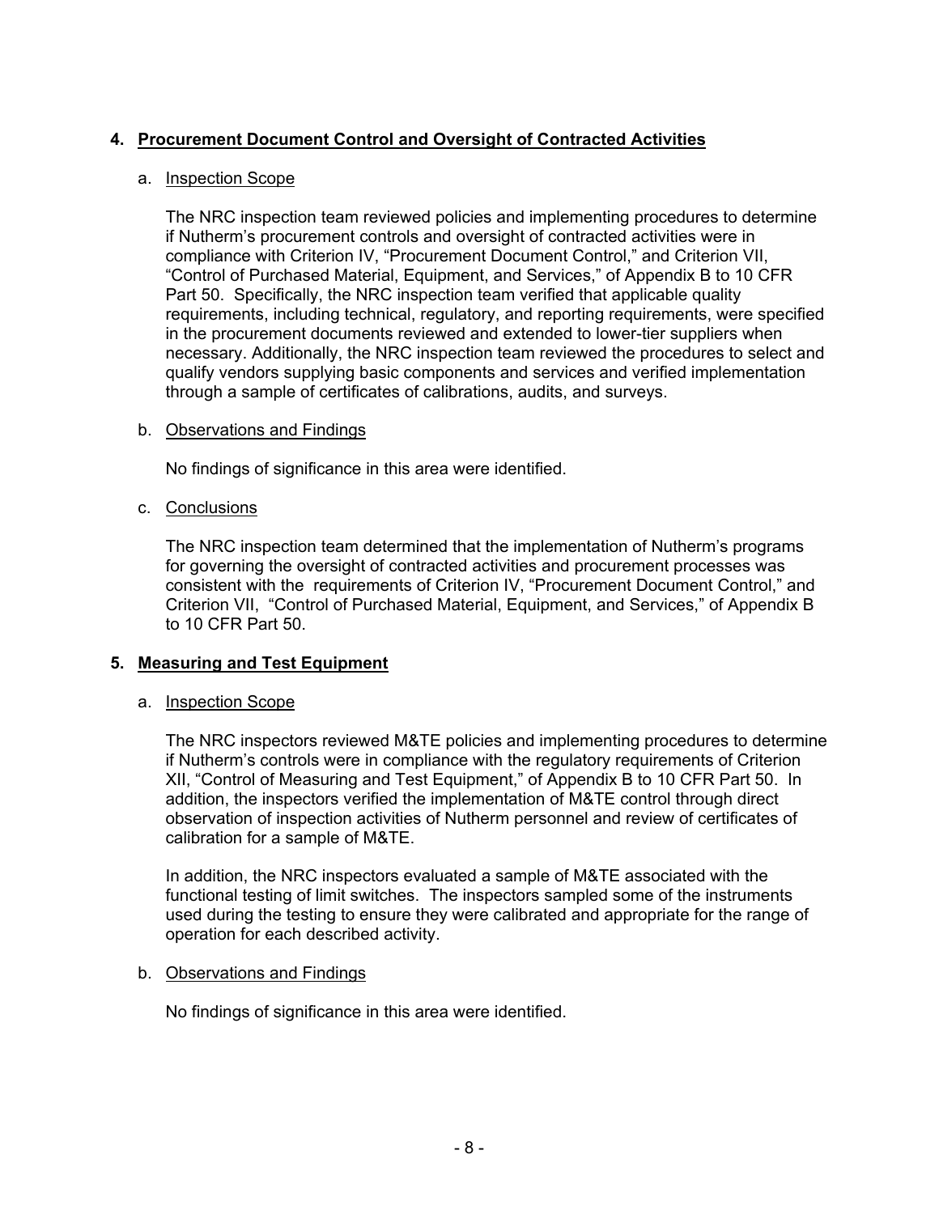## 4. Procurement Document Control and Oversight of Contracted Activities

a. Inspection Scope

The NRC inspection team reviewed policies and implementing procedures to determine if Nutherm's procurement controls and oversight of contracted activities were in compliance with Criterion IV, "Procurement Document Control," and Criterion VII, "Control of Purchased Material, Equipment, and Services," of Appendix B to 10 CFR Part 50. Specifically, the NRC inspection team verified that applicable quality requirements, including technical, regulatory, and reporting requirements, were specified in the procurement documents reviewed and extended to lower-tier suppliers when necessary. Additionally, the NRC inspection team reviewed the procedures to select and qualify vendors supplying basic components and services and verified implementation through a sample of certificates of calibrations, audits, and surveys.

b. Observations and Findings

No findings of significance in this area were identified.

c. Conclusions

The NRC inspection team determined that the implementation of Nutherm's programs for governing the oversight of contracted activities and procurement processes was consistent with the requirements of Criterion IV, "Procurement Document Control," and Criterion VII, "Control of Purchased Material, Equipment, and Services," of Appendix B to 10 CFR Part 50.

## 5. Measuring and Test Equipment

a. Inspection Scope

The NRC inspectors reviewed M&TE policies and implementing procedures to determine if Nutherm's controls were in compliance with the regulatory requirements of Criterion XII, "Control of Measuring and Test Equipment," of Appendix B to 10 CFR Part 50. In addition, the inspectors verified the implementation of M&TE control through direct observation of inspection activities of Nutherm personnel and review of certificates of calibration for a sample of M&TE.

In addition, the NRC inspectors evaluated a sample of M&TE associated with the functional testing of limit switches. The inspectors sampled some of the instruments used during the testing to ensure they were calibrated and appropriate for the range of operation for each described activity.

b. Observations and Findings

No findings of significance in this area were identified.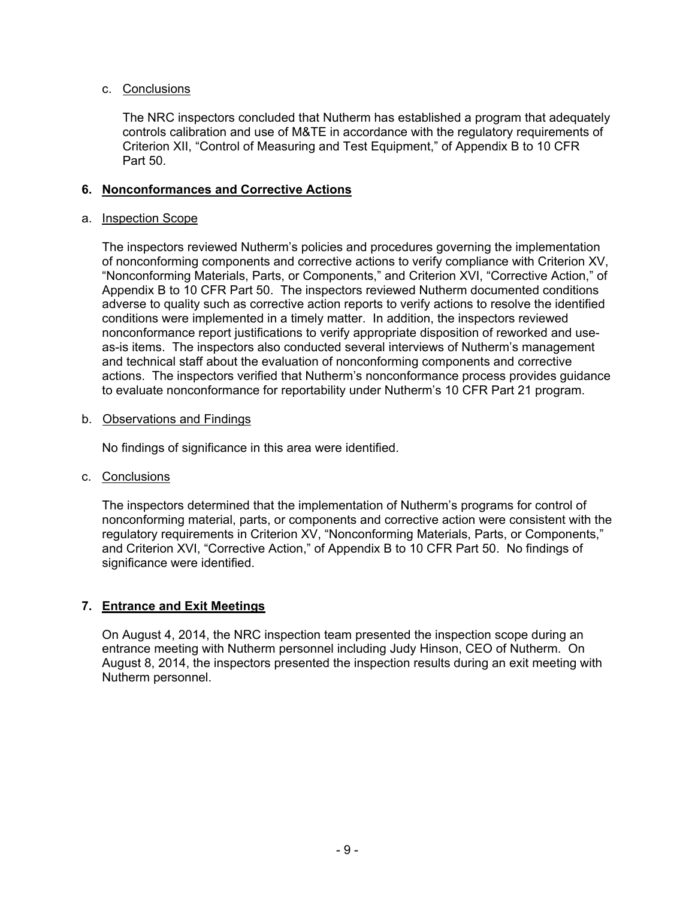c. Conclusions

The NRC inspectors concluded that Nutherm has established a program that adequately controls calibration and use of M&TE in accordance with the regulatory requirements of Criterion XII, "Control of Measuring and Test Equipment," of Appendix B to 10 CFR Part 50.

## 6. Nonconformances and Corrective Actions

a. Inspection Scope

The inspectors reviewed Nutherm's policies and procedures governing the implementation of nonconforming components and corrective actions to verify compliance with Criterion XV, "Nonconforming Materials, Parts, or Components," and Criterion XVI, "Corrective Action," of Appendix B to 10 CFR Part 50. The inspectors reviewed Nutherm documented conditions adverse to quality such as corrective action reports to verify actions to resolve the identified conditions were implemented in a timely matter. In addition, the inspectors reviewed nonconformance report justifications to verify appropriate disposition of reworked and use-as-is items. The inspectors also conducted several interviews of Nutherm's management and technical staff about the evaluation of nonconforming components and corrective actions. The inspectors verified that Nutherm's nonconformance process provides guidance to evaluate nonconformance for reportability under Nutherm's 10 CFR Part 21 program.

b. Observations and Findings

No findings of significance in this area were identified.

c. Conclusions

The inspectors determined that the implementation of Nutherm's programs for control of nonconforming material, parts, or components and corrective action were consistent with the regulatory requirements in Criterion XV, "Nonconforming Materials, Parts, or Components," and Criterion XVI, "Corrective Action," of Appendix B to 10 CFR Part 50. No findings of significance were identified.

## 7. Entrance and Exit Meetings

On August 4, 2014, the NRC inspection team presented the inspection scope during an entrance meeting with Nutherm personnel including Judy Hinson, CEO of Nutherm. On August 8, 2014, the inspectors presented the inspection results during an exit meeting with Nutherm personnel.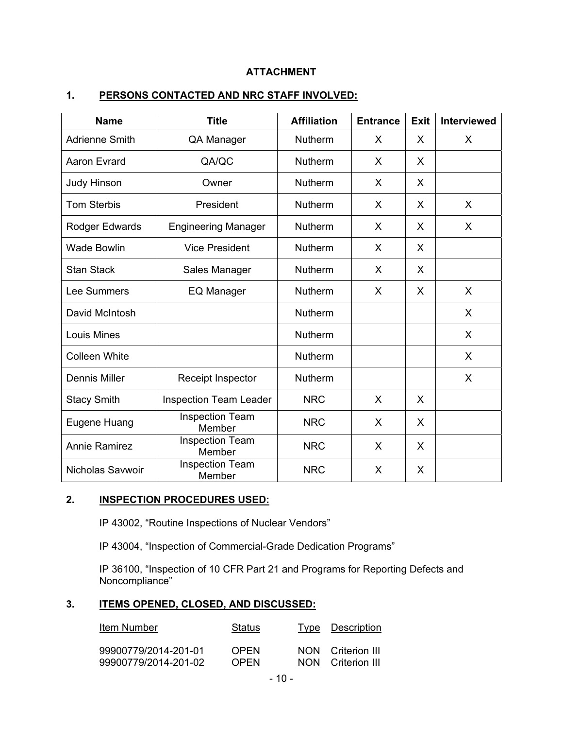**ATTACHMENT**

## 1. PERSONS CONTACTED AND NRC STAFF INVOLVED:

| Name | Title | Affiliation | Entrance | Exit | Interviewed |
|---|---|---|---|---|---|
| Adrienne Smith | QA Manager | Nutherm | X | X | X |
| Aaron Evrard | QA/QC | Nutherm | X | X | |
| Judy Hinson | Owner | Nutherm | X | X | |
| Tom Sterbis | President | Nutherm | X | X | X |
| Rodger Edwards | Engineering Manager | Nutherm | X | X | X |
| Wade Bowlin | Vice President | Nutherm | X | X | |
| Stan Stack | Sales Manager | Nutherm | X | X | |
| Lee Summers | EQ Manager | Nutherm | X | X | X |
| David McIntosh | | Nutherm | | | X |
| Louis Mines | | Nutherm | | | X |
| Colleen White | | Nutherm | | | X |
| Dennis Miller | Receipt Inspector | Nutherm | | | X |
| Stacy Smith | Inspection Team Leader | NRC | X | X | |
| Eugene Huang | Inspection Team Member | NRC | X | X | |
| Annie Ramirez | Inspection Team Member | NRC | X | X | |
| Nicholas Savwoir | Inspection Team Member | NRC | X | X | |

## 2. INSPECTION PROCEDURES USED:

IP 43002, "Routine Inspections of Nuclear Vendors"

IP 43004, "Inspection of Commercial-Grade Dedication Programs"

IP 36100, "Inspection of 10 CFR Part 21 and Programs for Reporting Defects and Noncompliance"

## 3. ITEMS OPENED, CLOSED, AND DISCUSSED:

| Item Number | Status | Type | Description |
|---|---|---|---|
| 99900779/2014-201-01 | OPEN | NON | Criterion III |
| 99900779/2014-201-02 | OPEN | NON | Criterion III |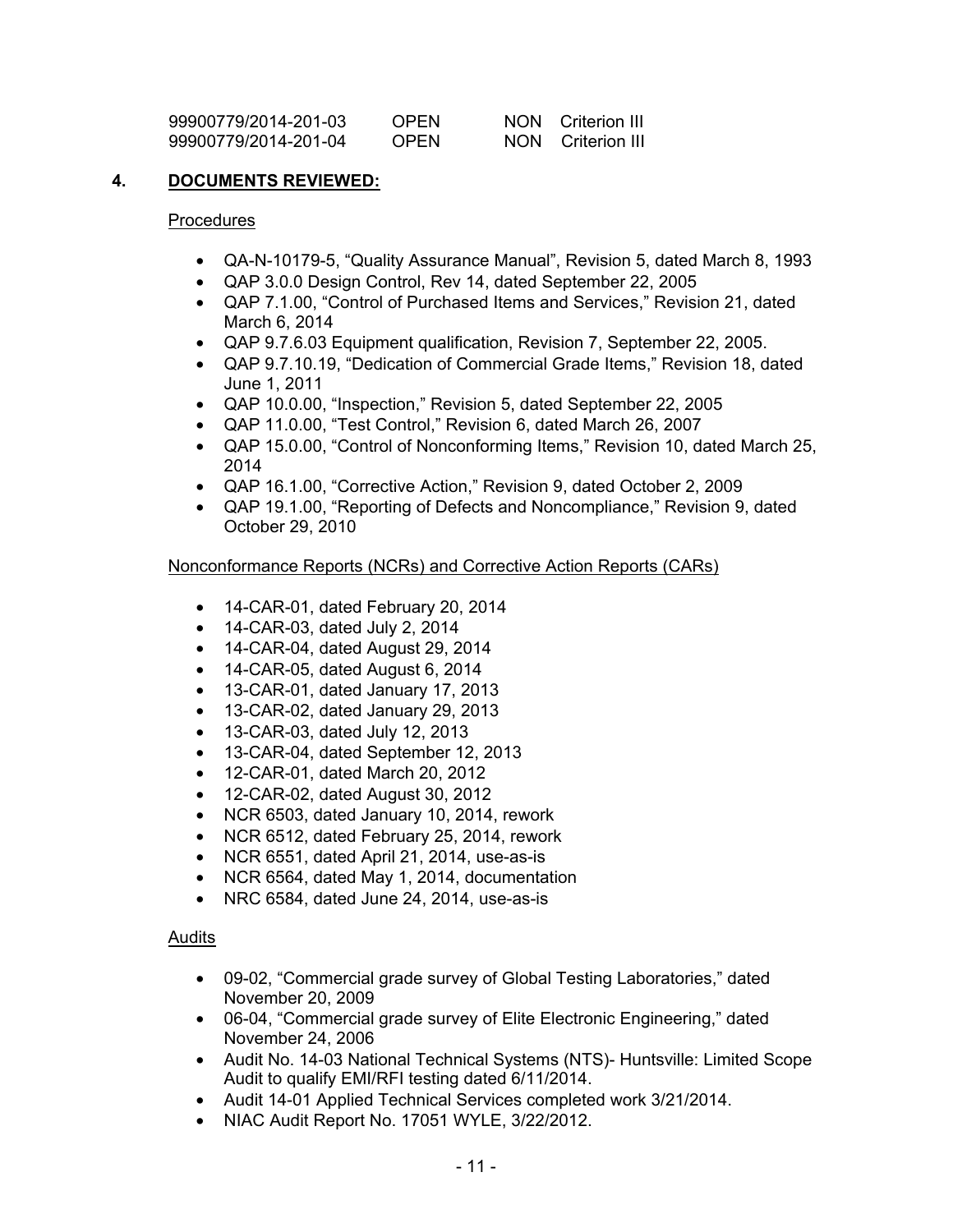| | | | |
|---|---|---|---|
| 99900779/2014-201-03 | OPEN | NON | Criterion III |
| 99900779/2014-201-04 | OPEN | NON | Criterion III |

## 4. DOCUMENTS REVIEWED:

Procedures

- QA-N-10179-5, "Quality Assurance Manual", Revision 5, dated March 8, 1993
- QAP 3.0.0 Design Control, Rev 14, dated September 22, 2005
- QAP 7.1.00, "Control of Purchased Items and Services," Revision 21, dated March 6, 2014
- QAP 9.7.6.03 Equipment qualification, Revision 7, September 22, 2005.
- QAP 9.7.10.19, "Dedication of Commercial Grade Items," Revision 18, dated June 1, 2011
- QAP 10.0.00, "Inspection," Revision 5, dated September 22, 2005
- QAP 11.0.00, "Test Control," Revision 6, dated March 26, 2007
- QAP 15.0.00, "Control of Nonconforming Items," Revision 10, dated March 25, 2014
- QAP 16.1.00, "Corrective Action," Revision 9, dated October 2, 2009
- QAP 19.1.00, "Reporting of Defects and Noncompliance," Revision 9, dated October 29, 2010

Nonconformance Reports (NCRs) and Corrective Action Reports (CARs)

- 14-CAR-01, dated February 20, 2014
- 14-CAR-03, dated July 2, 2014
- 14-CAR-04, dated August 29, 2014
- 14-CAR-05, dated August 6, 2014
- 13-CAR-01, dated January 17, 2013
- 13-CAR-02, dated January 29, 2013
- 13-CAR-03, dated July 12, 2013
- 13-CAR-04, dated September 12, 2013
- 12-CAR-01, dated March 20, 2012
- 12-CAR-02, dated August 30, 2012
- NCR 6503, dated January 10, 2014, rework
- NCR 6512, dated February 25, 2014, rework
- NCR 6551, dated April 21, 2014, use-as-is
- NCR 6564, dated May 1, 2014, documentation
- NRC 6584, dated June 24, 2014, use-as-is

Audits

- 09-02, "Commercial grade survey of Global Testing Laboratories," dated November 20, 2009
- 06-04, "Commercial grade survey of Elite Electronic Engineering," dated November 24, 2006
- Audit No. 14-03 National Technical Systems (NTS)- Huntsville: Limited Scope Audit to qualify EMI/RFI testing dated 6/11/2014.
- Audit 14-01 Applied Technical Services completed work 3/21/2014.
- NIAC Audit Report No. 17051 WYLE, 3/22/2012.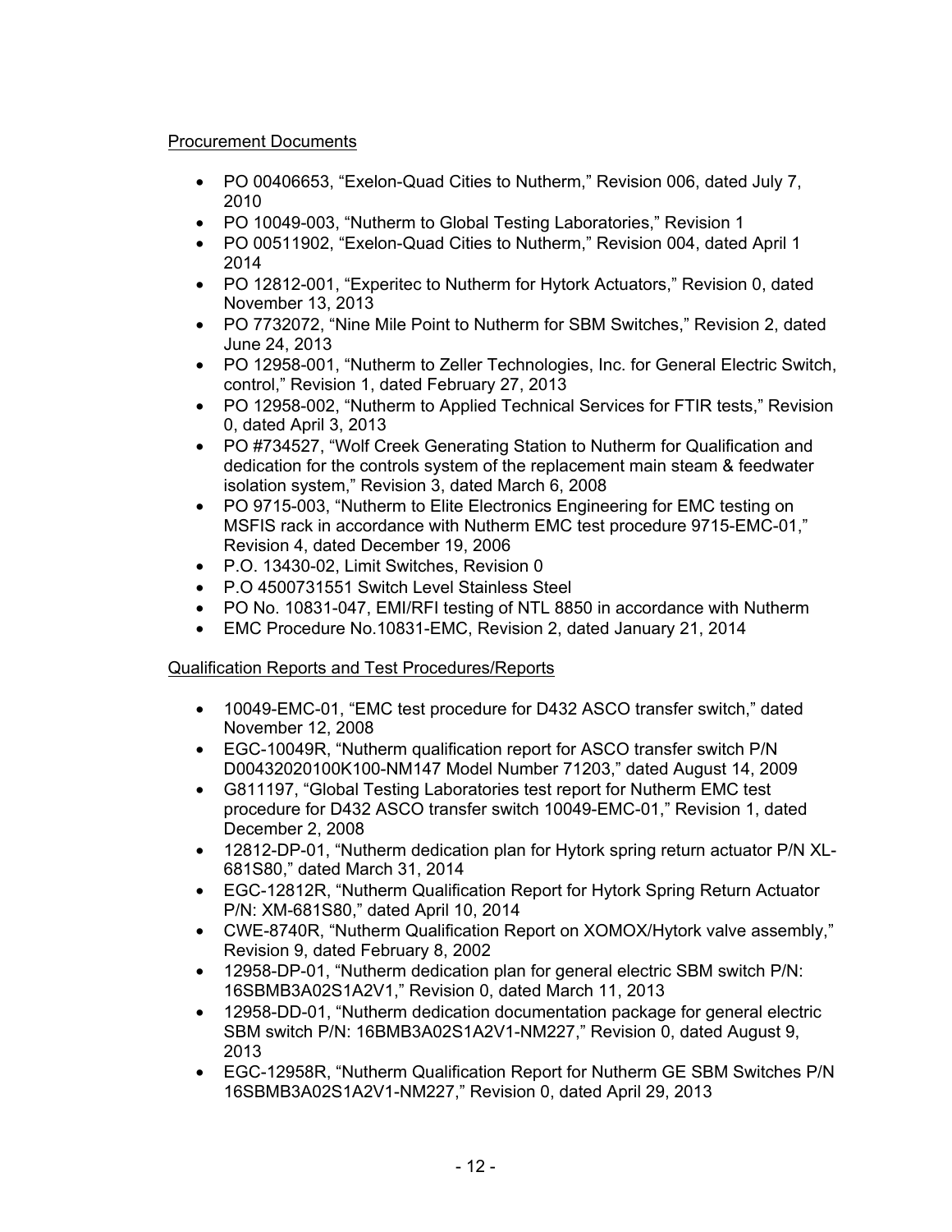Procurement Documents

- PO 00406653, “Exelon-Quad Cities to Nutherm,” Revision 006, dated July 7, 2010
- PO 10049-003, “Nutherm to Global Testing Laboratories,” Revision 1
- PO 00511902, “Exelon-Quad Cities to Nutherm,” Revision 004, dated April 1 2014
- PO 12812-001, “Experitec to Nutherm for Hytork Actuators,” Revision 0, dated November 13, 2013
- PO 7732072, “Nine Mile Point to Nutherm for SBM Switches,” Revision 2, dated June 24, 2013
- PO 12958-001, “Nutherm to Zeller Technologies, Inc. for General Electric Switch, control,” Revision 1, dated February 27, 2013
- PO 12958-002, “Nutherm to Applied Technical Services for FTIR tests,” Revision 0, dated April 3, 2013
- PO #734527, “Wolf Creek Generating Station to Nutherm for Qualification and dedication for the controls system of the replacement main steam & feedwater isolation system,” Revision 3, dated March 6, 2008
- PO 9715-003, “Nutherm to Elite Electronics Engineering for EMC testing on MSFIS rack in accordance with Nutherm EMC test procedure 9715-EMC-01,” Revision 4, dated December 19, 2006
- P.O. 13430-02, Limit Switches, Revision 0
- P.O 4500731551 Switch Level Stainless Steel
- PO No. 10831-047, EMI/RFI testing of NTL 8850 in accordance with Nutherm
- EMC Procedure No.10831-EMC, Revision 2, dated January 21, 2014

Qualification Reports and Test Procedures/Reports

- 10049-EMC-01, “EMC test procedure for D432 ASCO transfer switch,” dated November 12, 2008
- EGC-10049R, “Nutherm qualification report for ASCO transfer switch P/N D00432020100K100-NM147 Model Number 71203,” dated August 14, 2009
- G811197, “Global Testing Laboratories test report for Nutherm EMC test procedure for D432 ASCO transfer switch 10049-EMC-01,” Revision 1, dated December 2, 2008
- 12812-DP-01, “Nutherm dedication plan for Hytork spring return actuator P/N XL-681S80,” dated March 31, 2014
- EGC-12812R, “Nutherm Qualification Report for Hytork Spring Return Actuator P/N: XM-681S80,” dated April 10, 2014
- CWE-8740R, “Nutherm Qualification Report on XOMOX/Hytork valve assembly,” Revision 9, dated February 8, 2002
- 12958-DP-01, “Nutherm dedication plan for general electric SBM switch P/N: 16SBMB3A02S1A2V1,” Revision 0, dated March 11, 2013
- 12958-DD-01, “Nutherm dedication documentation package for general electric SBM switch P/N: 16BMB3A02S1A2V1-NM227,” Revision 0, dated August 9, 2013
- EGC-12958R, “Nutherm Qualification Report for Nutherm GE SBM Switches P/N 16SBMB3A02S1A2V1-NM227,” Revision 0, dated April 29, 2013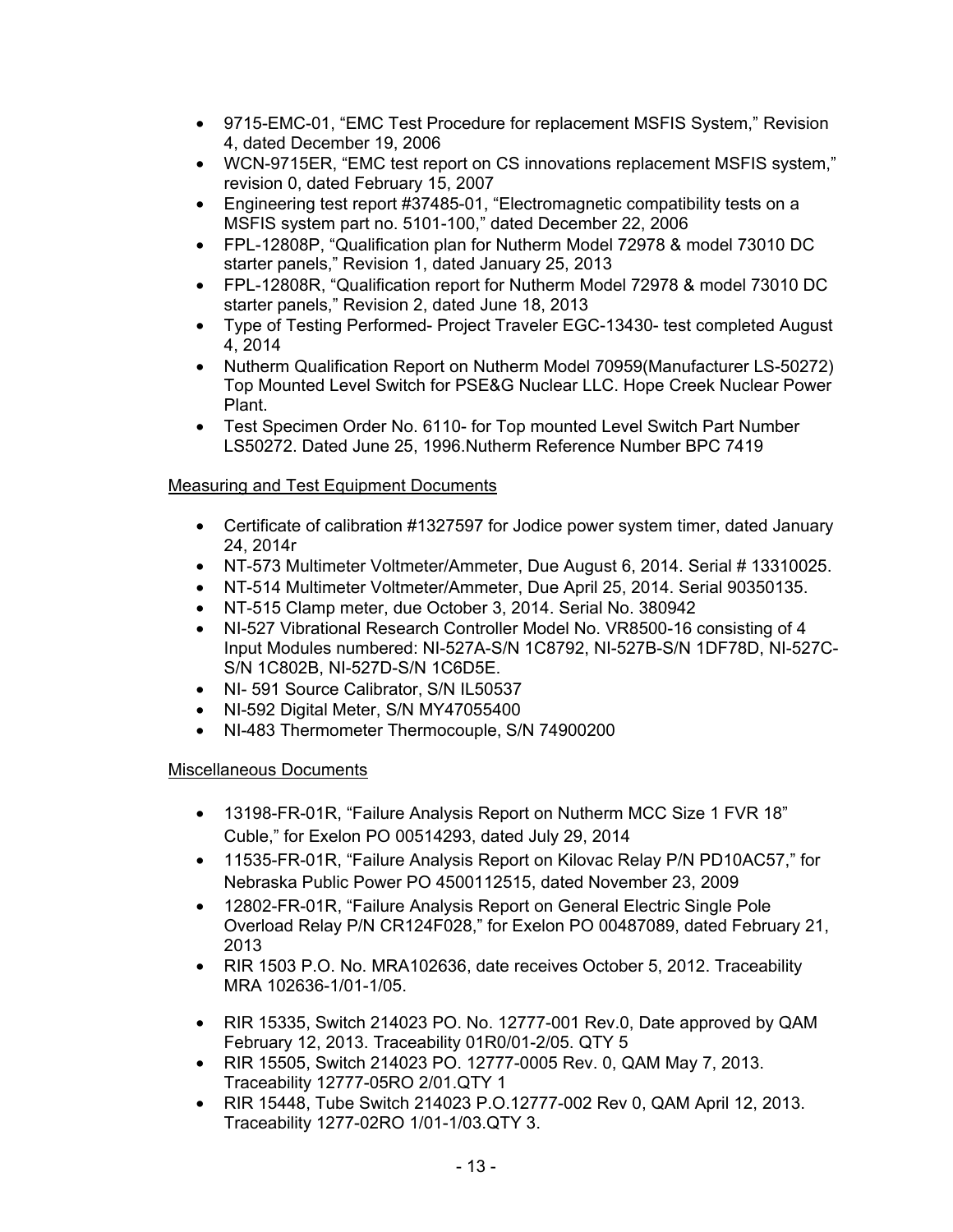- 9715-EMC-01, "EMC Test Procedure for replacement MSFIS System," Revision 4, dated December 19, 2006
- WCN-9715ER, "EMC test report on CS innovations replacement MSFIS system," revision 0, dated February 15, 2007
- Engineering test report #37485-01, "Electromagnetic compatibility tests on a MSFIS system part no. 5101-100," dated December 22, 2006
- FPL-12808P, "Qualification plan for Nutherm Model 72978 & model 73010 DC starter panels," Revision 1, dated January 25, 2013
- FPL-12808R, "Qualification report for Nutherm Model 72978 & model 73010 DC starter panels," Revision 2, dated June 18, 2013
- Type of Testing Performed- Project Traveler EGC-13430- test completed August 4, 2014
- Nutherm Qualification Report on Nutherm Model 70959(Manufacturer LS-50272) Top Mounted Level Switch for PSE&G Nuclear LLC. Hope Creek Nuclear Power Plant.
- Test Specimen Order No. 6110- for Top mounted Level Switch Part Number LS50272. Dated June 25, 1996.Nutherm Reference Number BPC 7419

<u>Measuring and Test Equipment Documents</u>

- Certificate of calibration #1327597 for Jodice power system timer, dated January 24, 2014r
- NT-573 Multimeter Voltmeter/Ammeter, Due August 6, 2014. Serial # 13310025.
- NT-514 Multimeter Voltmeter/Ammeter, Due April 25, 2014. Serial 90350135.
- NT-515 Clamp meter, due October 3, 2014. Serial No. 380942
- NI-527 Vibrational Research Controller Model No. VR8500-16 consisting of 4 Input Modules numbered: NI-527A-S/N 1C8792, NI-527B-S/N 1DF78D, NI-527C-S/N 1C802B, NI-527D-S/N 1C6D5E.
- NI- 591 Source Calibrator, S/N IL50537
- NI-592 Digital Meter, S/N MY47055400
- NI-483 Thermometer Thermocouple, S/N 74900200

<u>Miscellaneous Documents</u>

- 13198-FR-01R, "Failure Analysis Report on Nutherm MCC Size 1 FVR 18" Cuble," for Exelon PO 00514293, dated July 29, 2014
- 11535-FR-01R, "Failure Analysis Report on Kilovac Relay P/N PD10AC57," for Nebraska Public Power PO 4500112515, dated November 23, 2009
- 12802-FR-01R, "Failure Analysis Report on General Electric Single Pole Overload Relay P/N CR124F028," for Exelon PO 00487089, dated February 21, 2013
- RIR 1503 P.O. No. MRA102636, date receives October 5, 2012. Traceability MRA 102636-1/01-1/05.
- RIR 15335, Switch 214023 PO. No. 12777-001 Rev.0, Date approved by QAM February 12, 2013. Traceability 01R0/01-2/05. QTY 5
- RIR 15505, Switch 214023 PO. 12777-0005 Rev. 0, QAM May 7, 2013. Traceability 12777-05RO 2/01.QTY 1
- RIR 15448, Tube Switch 214023 P.O.12777-002 Rev 0, QAM April 12, 2013. Traceability 1277-02RO 1/01-1/03.QTY 3.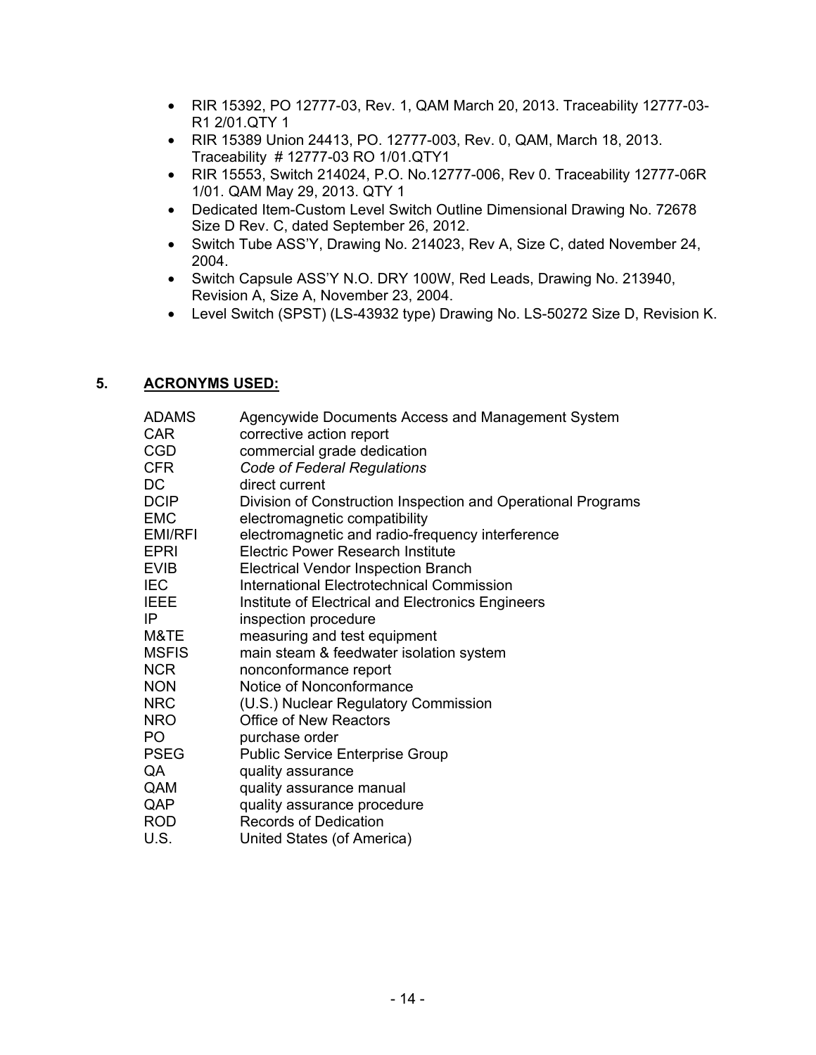- RIR 15392, PO 12777-03, Rev. 1, QAM March 20, 2013. Traceability 12777-03-R1 2/01.QTY 1
- RIR 15389 Union 24413, PO. 12777-003, Rev. 0, QAM, March 18, 2013. Traceability # 12777-03 RO 1/01.QTY1
- RIR 15553, Switch 214024, P.O. No.12777-006, Rev 0. Traceability 12777-06R 1/01. QAM May 29, 2013. QTY 1
- Dedicated Item-Custom Level Switch Outline Dimensional Drawing No. 72678 Size D Rev. C, dated September 26, 2012.
- Switch Tube ASS'Y, Drawing No. 214023, Rev A, Size C, dated November 24, 2004.
- Switch Capsule ASS'Y N.O. DRY 100W, Red Leads, Drawing No. 213940, Revision A, Size A, November 23, 2004.
- Level Switch (SPST) (LS-43932 type) Drawing No. LS-50272 Size D, Revision K.

## 5. ACRONYMS USED:

| | |
|---|---|
| ADAMS | Agencywide Documents Access and Management System |
| CAR | corrective action report |
| CGD | commercial grade dedication |
| CFR | *Code of Federal Regulations* |
| DC | direct current |
| DCIP | Division of Construction Inspection and Operational Programs |
| EMC | electromagnetic compatibility |
| EMI/RFI | electromagnetic and radio-frequency interference |
| EPRI | Electric Power Research Institute |
| EVIB | Electrical Vendor Inspection Branch |
| IEC | International Electrotechnical Commission |
| IEEE | Institute of Electrical and Electronics Engineers |
| IP | inspection procedure |
| M&TE | measuring and test equipment |
| MSFIS | main steam & feedwater isolation system |
| NCR | nonconformance report |
| NON | Notice of Nonconformance |
| NRC | (U.S.) Nuclear Regulatory Commission |
| NRO | Office of New Reactors |
| PO | purchase order |
| PSEG | Public Service Enterprise Group |
| QA | quality assurance |
| QAM | quality assurance manual |
| QAP | quality assurance procedure |
| ROD | Records of Dedication |
| U.S. | United States (of America) |